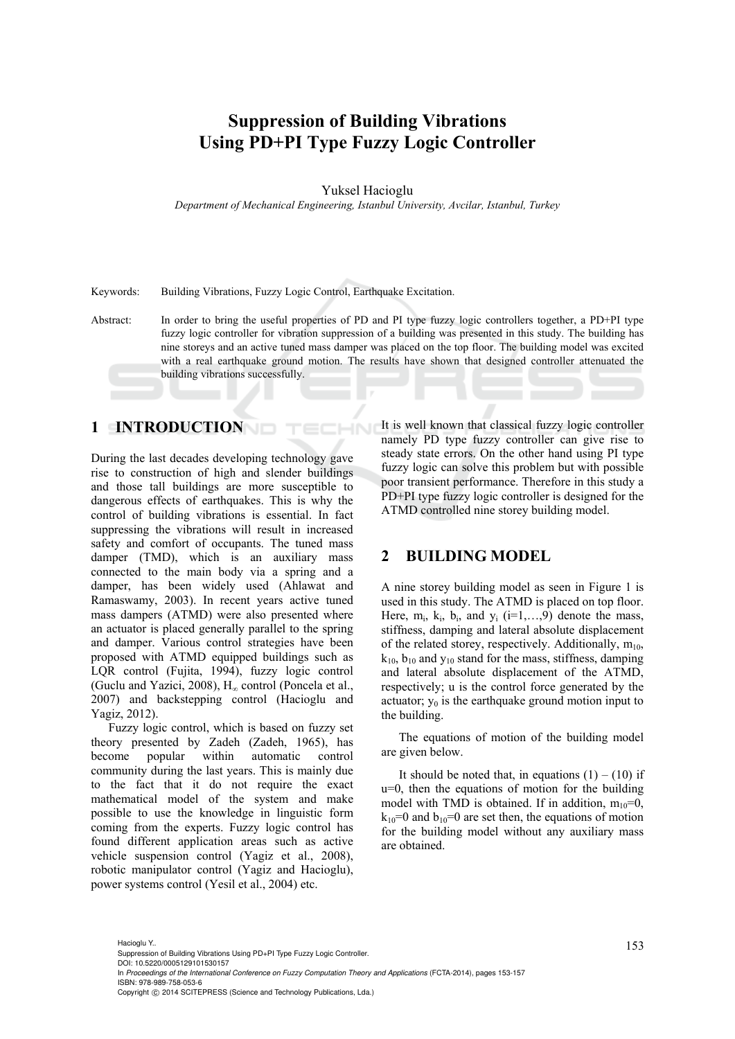# Suppression of Building Vibrations Using PD+PI Type Fuzzy Logic Controller

Yuksel Hacioglu

*Department of Mechanical Engineering, Istanbul University, Avcilar, Istanbul, Turkey*

Keywords: Building Vibrations, Fuzzy Logic Control, Earthquake Excitation.

Abstract: In order to bring the useful properties of PD and PI type fuzzy logic controllers together, a PD+PI type fuzzy logic controller for vibration suppression of a building was presented in this study. The building has nine storeys and an active tuned mass damper was placed on the top floor. The building model was excited with a real earthquake ground motion. The results have shown that designed controller attenuated the building vibrations successfully.

## 1 INTRODUCTION

During the last decades developing technology gave rise to construction of high and slender buildings and those tall buildings are more susceptible to dangerous effects of earthquakes. This is why the control of building vibrations is essential. In fact suppressing the vibrations will result in increased safety and comfort of occupants. The tuned mass damper (TMD), which is an auxiliary mass connected to the main body via a spring and a damper, has been widely used (Ahlawat and Ramaswamy, 2003). In recent years active tuned mass dampers (ATMD) were also presented where an actuator is placed generally parallel to the spring and damper. Various control strategies have been proposed with ATMD equipped buildings such as LQR control (Fujita, 1994), fuzzy logic control (Guclu and Yazici, 2008), $H_\infty$ control (Poncela et al., 2007) and backstepping control (Hacioglu and Yagiz, 2012).

Fuzzy logic control, which is based on fuzzy set theory presented by Zadeh (Zadeh, 1965), has become popular within automatic control community during the last years. This is mainly due to the fact that it do not require the exact mathematical model of the system and make possible to use the knowledge in linguistic form coming from the experts. Fuzzy logic control has found different application areas such as active vehicle suspension control (Yagiz et al., 2008), robotic manipulator control (Yagiz and Hacioglu), power systems control (Yesil et al., 2004) etc.

It is well known that classical fuzzy logic controller namely PD type fuzzy controller can give rise to steady state errors. On the other hand using PI type fuzzy logic can solve this problem but with possible poor transient performance. Therefore in this study a PD+PI type fuzzy logic controller is designed for the ATMD controlled nine storey building model.

## 2 BUILDING MODEL

A nine storey building model as seen in Figure 1 is used in this study. The ATMD is placed on top floor. Here, $m_i$, $k_i$, $b_i$, and $y_i$ ($i=1,\ldots,9$) denote the mass, stiffness, damping and lateral absolute displacement of the related storey, respectively. Additionally, $m_{10}$, $k_{10}$, $b_{10}$ and $y_{10}$ stand for the mass, stiffness, damping and lateral absolute displacement of the ATMD, respectively; $u$ is the control force generated by the actuator; $y_0$ is the earthquake ground motion input to the building.

The equations of motion of the building model are given below.

It should be noted that, in equations (1) – (10) if $u=0$, then the equations of motion for the building model with TMD is obtained. If in addition, $m_{10}=0$, $k_{10}=0$ and $b_{10}=0$ are set then, the equations of motion for the building model without any auxiliary mass are obtained.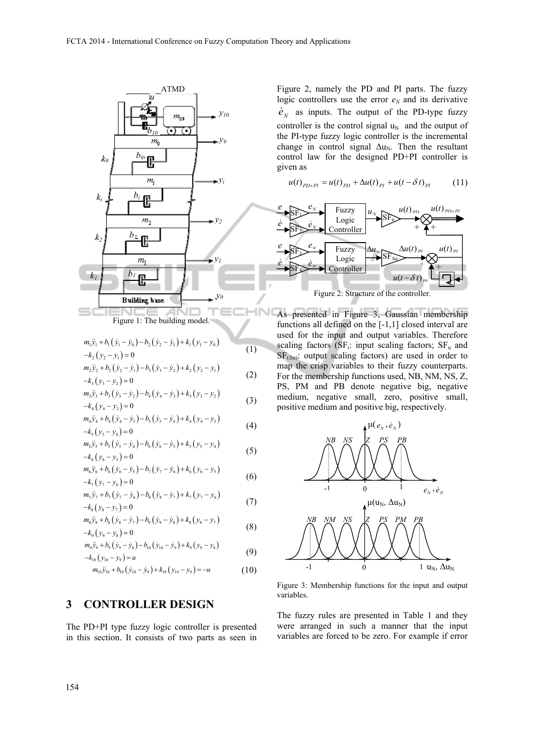Figure 1: The building model.

$$m_1\ddot{y}_1 + b_1(\dot{y}_1 - \dot{y}_0) - b_2(\dot{y}_2 - \dot{y}_1) + k_1(y_1 - y_0) - k_2(y_2 - y_1) = 0 \quad (1)$$

$$m_2\ddot{y}_2 + b_2(\dot{y}_2 - \dot{y}_1) - b_3(\dot{y}_3 - \dot{y}_2) + k_2(y_2 - y_1) - k_3(y_3 - y_2) = 0 \quad (2)$$

$$m_3\ddot{y}_3 + b_3(\dot{y}_3 - \dot{y}_2) - b_4(\dot{y}_4 - \dot{y}_3) + k_3(y_3 - y_2) - k_4(y_4 - y_3) = 0 \quad (3)$$

$$m_4\ddot{y}_4 + b_4(\dot{y}_4 - \dot{y}_3) - b_5(\dot{y}_5 - \dot{y}_4) + k_4(y_4 - y_3) - k_5(y_5 - y_4) = 0 \quad (4)$$

$$m_5\ddot{y}_5 + b_5(\dot{y}_5 - \dot{y}_4) - b_6(\dot{y}_6 - \dot{y}_5) + k_5(y_5 - y_4) - k_6(y_6 - y_5) = 0 \quad (5)$$

$$m_6\ddot{y}_6 + b_6(\dot{y}_6 - \dot{y}_5) - b_7(\dot{y}_7 - \dot{y}_6) + k_6(y_6 - y_5) - k_7(y_7 - y_6) = 0 \quad (6)$$

$$m_7\ddot{y}_7 + b_7(\dot{y}_7 - \dot{y}_6) - b_8(\dot{y}_8 - \dot{y}_7) + k_7(y_7 - y_6) - k_8(y_8 - y_7) = 0 \quad (7)$$

$$m_8\ddot{y}_8 + b_8(\dot{y}_8 - \dot{y}_7) - b_9(\dot{y}_9 - \dot{y}_8) + k_8(y_8 - y_7) - k_9(y_9 - y_8) = 0 \quad (8)$$

$$m_9\ddot{y}_9 + b_9(\dot{y}_9 - \dot{y}_8) - b_{10}(\dot{y}_{10} - \dot{y}_9) + k_9(y_9 - y_8) - k_{10}(y_{10} - y_9) = u \quad (9)$$

$$m_{10}\ddot{y}_{10} + b_{10}(\dot{y}_{10} - \dot{y}_9) + k_{10}(y_{10} - y_9) = -u \quad (10)$$

## 3 CONTROLLER DESIGN

The PD+PI type fuzzy logic controller is presented in this section. It consists of two parts as seen in Figure 2, namely the PD and PI parts. The fuzzy logic controllers use the error $e_N$ and its derivative $\dot{e}_N$ as inputs. The output of the PD-type fuzzy controller is the control signal $u_N$ and the output of the PI-type fuzzy logic controller is the incremental change in control signal $\Delta u_N$. Then the resultant control law for the designed PD+PI controller is given as

$$u(t)_{PD+PI} = u(t)_{PD} + \Delta u(t)_{PI} + u(t - \delta t)_{PI} \quad (11)$$

Figure 2: Structure of the controller.

As presented in Figure 3, Gaussian membership functions all defined on the [-1,1] closed interval are used for the input and output variables. Therefore scaling factors ($SF_i$: input scaling factors; $SF_u$ and $SF_{(\Delta u)}$: output scaling factors) are used in order to map the crisp variables to their fuzzy counterparts. For the membership functions used, NB, NM, NS, Z, PS, PM and PB denote negative big, negative medium, negative small, zero, positive small, positive medium and positive big, respectively.

Figure 3: Membership functions for the input and output variables.

The fuzzy rules are presented in Table 1 and they were arranged in such a manner that the input variables are forced to be zero. For example if error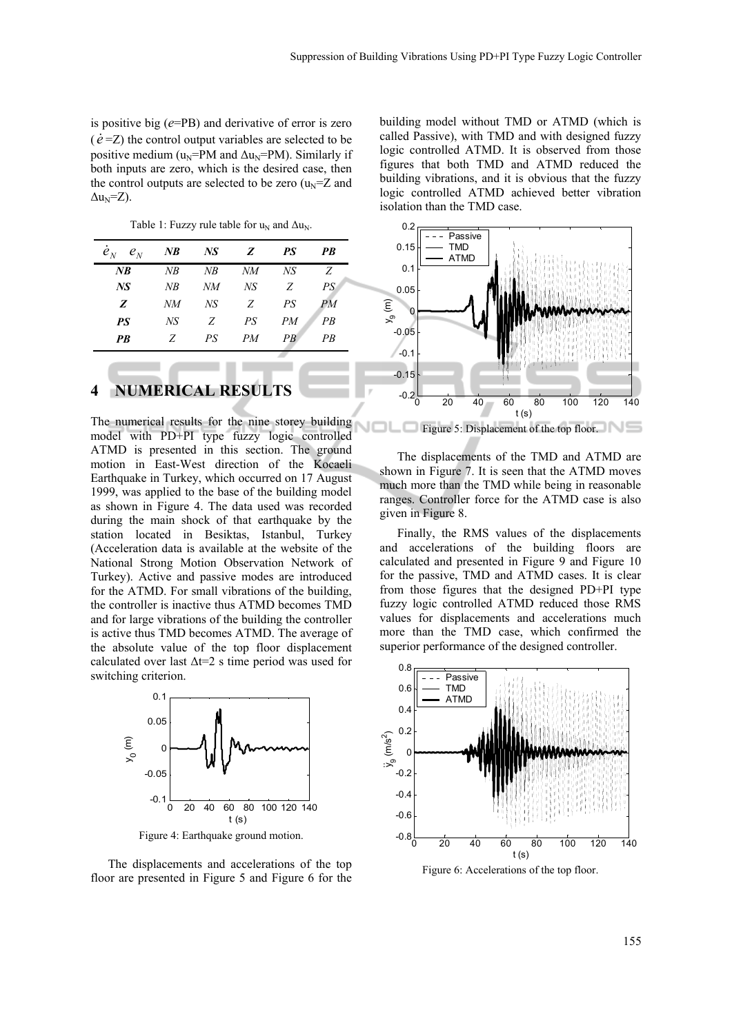is positive big ($e$=PB) and derivative of error is zero ($\dot{e}$=Z) the control output variables are selected to be positive medium ($u_N$=PM and $\Delta u_N$=PM). Similarly if both inputs are zero, which is the desired case, then the control outputs are selected to be zero ($u_N$=Z and $\Delta u_N$=Z).

Table 1: Fuzzy rule table for $u_N$ and $\Delta u_N$.

| $\dot{e}_N$ \ $e_N$ | **NB** | **NS** | **Z** | **PS** | **PB** |
|---|---|---|---|---|---|
| **NB** | NB | NB | NM | NS | Z |
| **NS** | NB | NM | NS | Z | PS |
| **Z** | NM | NS | Z | PS | PM |
| **PS** | NS | Z | PS | PM | PB |
| **PB** | Z | PS | PM | PB | PB |

# 4 NUMERICAL RESULTS

The numerical results for the nine storey building model with PD+PI type fuzzy logic controlled ATMD is presented in this section. The ground motion in East-West direction of the Kocaeli Earthquake in Turkey, which occurred on 17 August 1999, was applied to the base of the building model as shown in Figure 4. The data used was recorded during the main shock of that earthquake by the station located in Besiktas, Istanbul, Turkey (Acceleration data is available at the website of the National Strong Motion Observation Network of Turkey). Active and passive modes are introduced for the ATMD. For small vibrations of the building, the controller is inactive thus ATMD becomes TMD and for large vibrations of the building the controller is active thus TMD becomes ATMD. The average of the absolute value of the top floor displacement calculated over last $\Delta t$=2 s time period was used for switching criterion.

Figure 4: Earthquake ground motion.

The displacements and accelerations of the top floor are presented in Figure 5 and Figure 6 for the building model without TMD or ATMD (which is called Passive), with TMD and with designed fuzzy logic controlled ATMD. It is observed from those figures that both TMD and ATMD reduced the building vibrations, and it is obvious that the fuzzy logic controlled ATMD achieved better vibration isolation than the TMD case.

Figure 5: Displacement of the top floor.

The displacements of the TMD and ATMD are shown in Figure 7. It is seen that the ATMD moves much more than the TMD while being in reasonable ranges. Controller force for the ATMD case is also given in Figure 8.

Finally, the RMS values of the displacements and accelerations of the building floors are calculated and presented in Figure 9 and Figure 10 for the passive, TMD and ATMD cases. It is clear from those figures that the designed PD+PI type fuzzy logic controlled ATMD reduced those RMS values for displacements and accelerations much more than the TMD case, which confirmed the superior performance of the designed controller.

Figure 6: Accelerations of the top floor.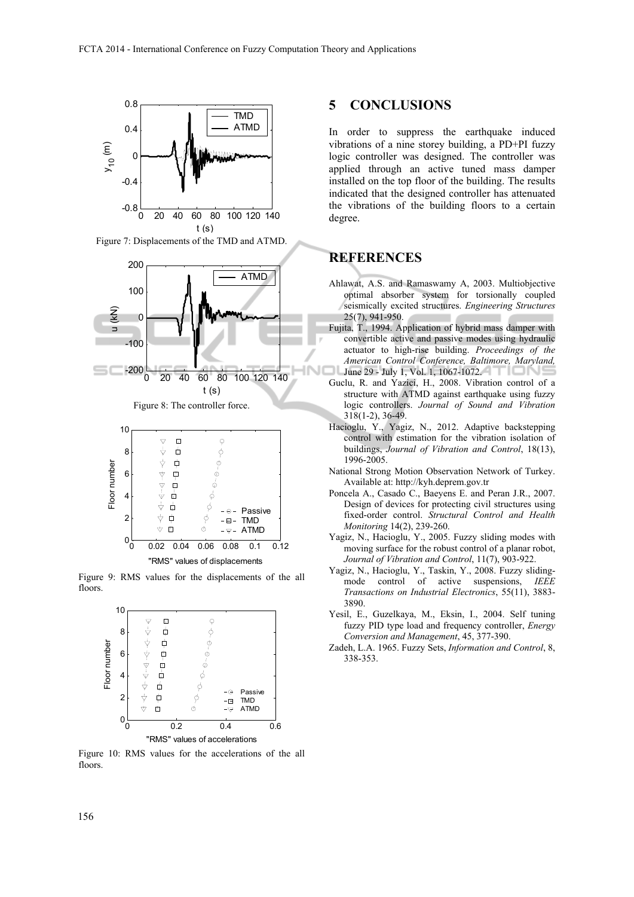Figure 7: Displacements of the TMD and ATMD.

Figure 8: The controller force.

Figure 9: RMS values for the displacements of the all floors.

Figure 10: RMS values for the accelerations of the all floors.

## 5 CONCLUSIONS

In order to suppress the earthquake induced vibrations of a nine storey building, a PD+PI fuzzy logic controller was designed. The controller was applied through an active tuned mass damper installed on the top floor of the building. The results indicated that the designed controller has attenuated the vibrations of the building floors to a certain degree.

## REFERENCES

Ahlawat, A.S. and Ramaswamy A, 2003. Multiobjective optimal absorber system for torsionally coupled seismically excited structures. *Engineering Structures* 25(7), 941-950.

Fujita, T., 1994. Application of hybrid mass damper with convertible active and passive modes using hydraulic actuator to high-rise building. *Proceedings of the American Control Conference, Baltimore, Maryland,* June 29 - July 1, Vol. 1, 1067-1072.

Guclu, R. and Yazici, H., 2008. Vibration control of a structure with ATMD against earthquake using fuzzy logic controllers. *Journal of Sound and Vibration* 318(1-2), 36-49.

Hacioglu, Y., Yagiz, N., 2012. Adaptive backstepping control with estimation for the vibration isolation of buildings, *Journal of Vibration and Control*, 18(13), 1996-2005.

National Strong Motion Observation Network of Turkey. Available at: http://kyh.deprem.gov.tr

Poncela A., Casado C., Baeyens E. and Peran J.R., 2007. Design of devices for protecting civil structures using fixed-order control. *Structural Control and Health Monitoring* 14(2), 239-260.

Yagiz, N., Hacioglu, Y., 2005. Fuzzy sliding modes with moving surface for the robust control of a planar robot, *Journal of Vibration and Control*, 11(7), 903-922.

Yagiz, N., Hacioglu, Y., Taskin, Y., 2008. Fuzzy sliding-mode control of active suspensions, *IEEE Transactions on Industrial Electronics*, 55(11), 3883-3890.

Yesil, E., Guzelkaya, M., Eksin, I., 2004. Self tuning fuzzy PID type load and frequency controller, *Energy Conversion and Management*, 45, 377-390.

Zadeh, L.A. 1965. Fuzzy Sets, *Information and Control*, 8, 338-353.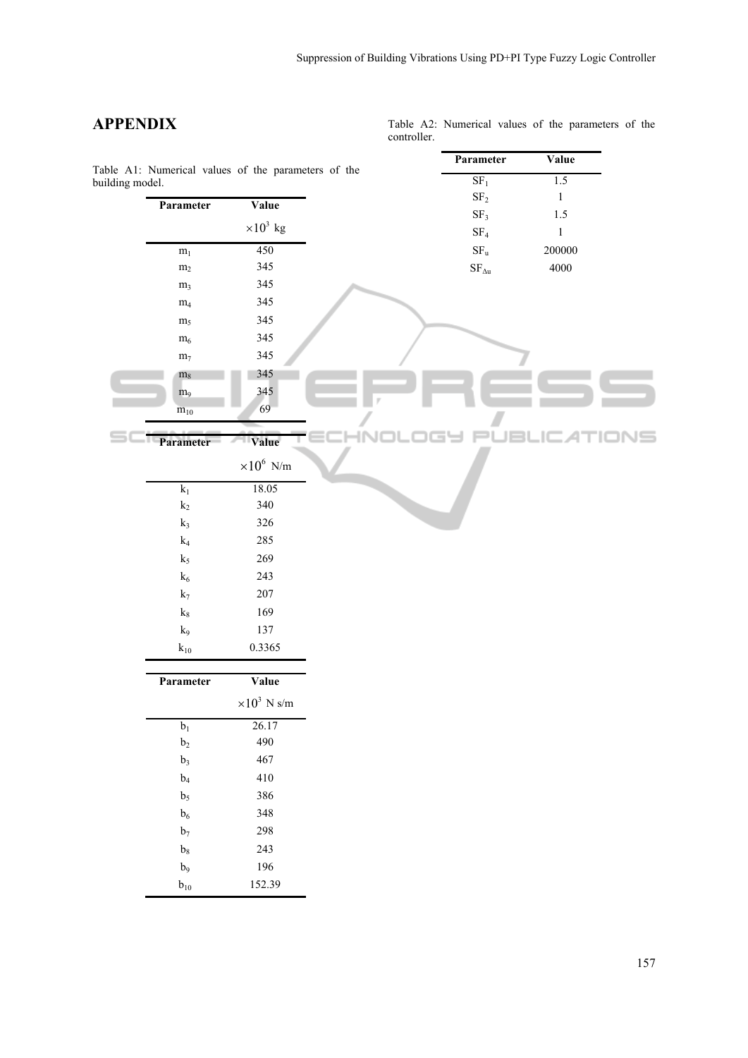## APPENDIX

Table A1: Numerical values of the parameters of the building model.

| Parameter | Value $\times 10^3$ kg |
|---|---|
| $m_1$ | 450 |
| $m_2$ | 345 |
| $m_3$ | 345 |
| $m_4$ | 345 |
| $m_5$ | 345 |
| $m_6$ | 345 |
| $m_7$ | 345 |
| $m_8$ | 345 |
| $m_9$ | 345 |
| $m_{10}$ | 69 |

| Parameter | Value $\times 10^6$ N/m |
|---|---|
| $k_1$ | 18.05 |
| $k_2$ | 340 |
| $k_3$ | 326 |
| $k_4$ | 285 |
| $k_5$ | 269 |
| $k_6$ | 243 |
| $k_7$ | 207 |
| $k_8$ | 169 |
| $k_9$ | 137 |
| $k_{10}$ | 0.3365 |

| Parameter | Value $\times 10^3$ N s/m |
|---|---|
| $b_1$ | 26.17 |
| $b_2$ | 490 |
| $b_3$ | 467 |
| $b_4$ | 410 |
| $b_5$ | 386 |
| $b_6$ | 348 |
| $b_7$ | 298 |
| $b_8$ | 243 |
| $b_9$ | 196 |
| $b_{10}$ | 152.39 |

Table A2: Numerical values of the parameters of the controller.

| Parameter | Value |
|---|---|
| $SF_1$ | 1.5 |
| $SF_2$ | 1 |
| $SF_3$ | 1.5 |
| $SF_4$ | 1 |
| $SF_u$ | 200000 |
| $SF_{\Delta u}$ | 4000 |